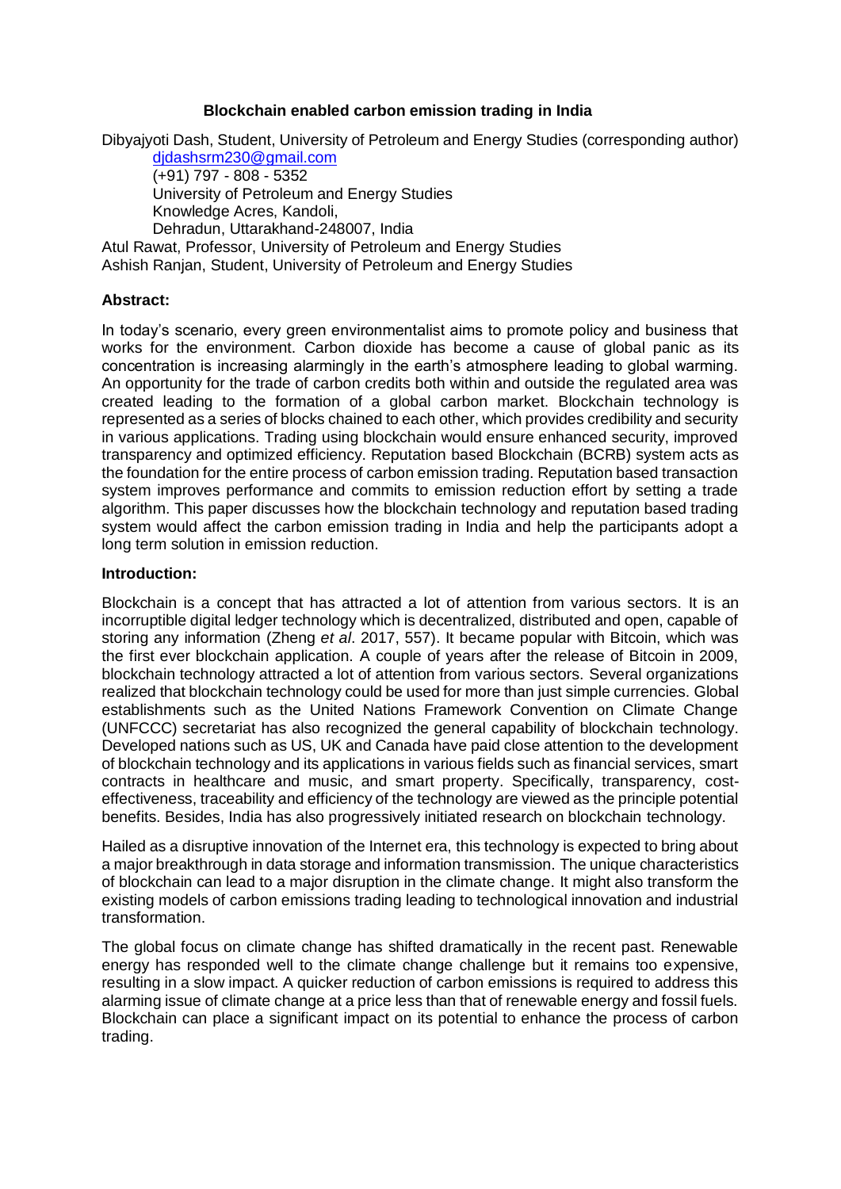# Blockchain enabled carbon emission trading in India

Dibyajyoti Dash, Student, University of Petroleum and Energy Studies (corresponding author)
djdashsrm230@gmail.com
(+91) 797 - 808 - 5352
University of Petroleum and Energy Studies
Knowledge Acres, Kandoli,
Dehradun, Uttarakhand-248007, India
Atul Rawat, Professor, University of Petroleum and Energy Studies
Ashish Ranjan, Student, University of Petroleum and Energy Studies

## Abstract:

In today's scenario, every green environmentalist aims to promote policy and business that works for the environment. Carbon dioxide has become a cause of global panic as its concentration is increasing alarmingly in the earth's atmosphere leading to global warming. An opportunity for the trade of carbon credits both within and outside the regulated area was created leading to the formation of a global carbon market. Blockchain technology is represented as a series of blocks chained to each other, which provides credibility and security in various applications. Trading using blockchain would ensure enhanced security, improved transparency and optimized efficiency. Reputation based Blockchain (BCRB) system acts as the foundation for the entire process of carbon emission trading. Reputation based transaction system improves performance and commits to emission reduction effort by setting a trade algorithm. This paper discusses how the blockchain technology and reputation based trading system would affect the carbon emission trading in India and help the participants adopt a long term solution in emission reduction.

## Introduction:

Blockchain is a concept that has attracted a lot of attention from various sectors. It is an incorruptible digital ledger technology which is decentralized, distributed and open, capable of storing any information (Zheng *et al*. 2017, 557). It became popular with Bitcoin, which was the first ever blockchain application. A couple of years after the release of Bitcoin in 2009, blockchain technology attracted a lot of attention from various sectors. Several organizations realized that blockchain technology could be used for more than just simple currencies. Global establishments such as the United Nations Framework Convention on Climate Change (UNFCCC) secretariat has also recognized the general capability of blockchain technology. Developed nations such as US, UK and Canada have paid close attention to the development of blockchain technology and its applications in various fields such as financial services, smart contracts in healthcare and music, and smart property. Specifically, transparency, cost-effectiveness, traceability and efficiency of the technology are viewed as the principle potential benefits. Besides, India has also progressively initiated research on blockchain technology.

Hailed as a disruptive innovation of the Internet era, this technology is expected to bring about a major breakthrough in data storage and information transmission. The unique characteristics of blockchain can lead to a major disruption in the climate change. It might also transform the existing models of carbon emissions trading leading to technological innovation and industrial transformation.

The global focus on climate change has shifted dramatically in the recent past. Renewable energy has responded well to the climate change challenge but it remains too expensive, resulting in a slow impact. A quicker reduction of carbon emissions is required to address this alarming issue of climate change at a price less than that of renewable energy and fossil fuels. Blockchain can place a significant impact on its potential to enhance the process of carbon trading.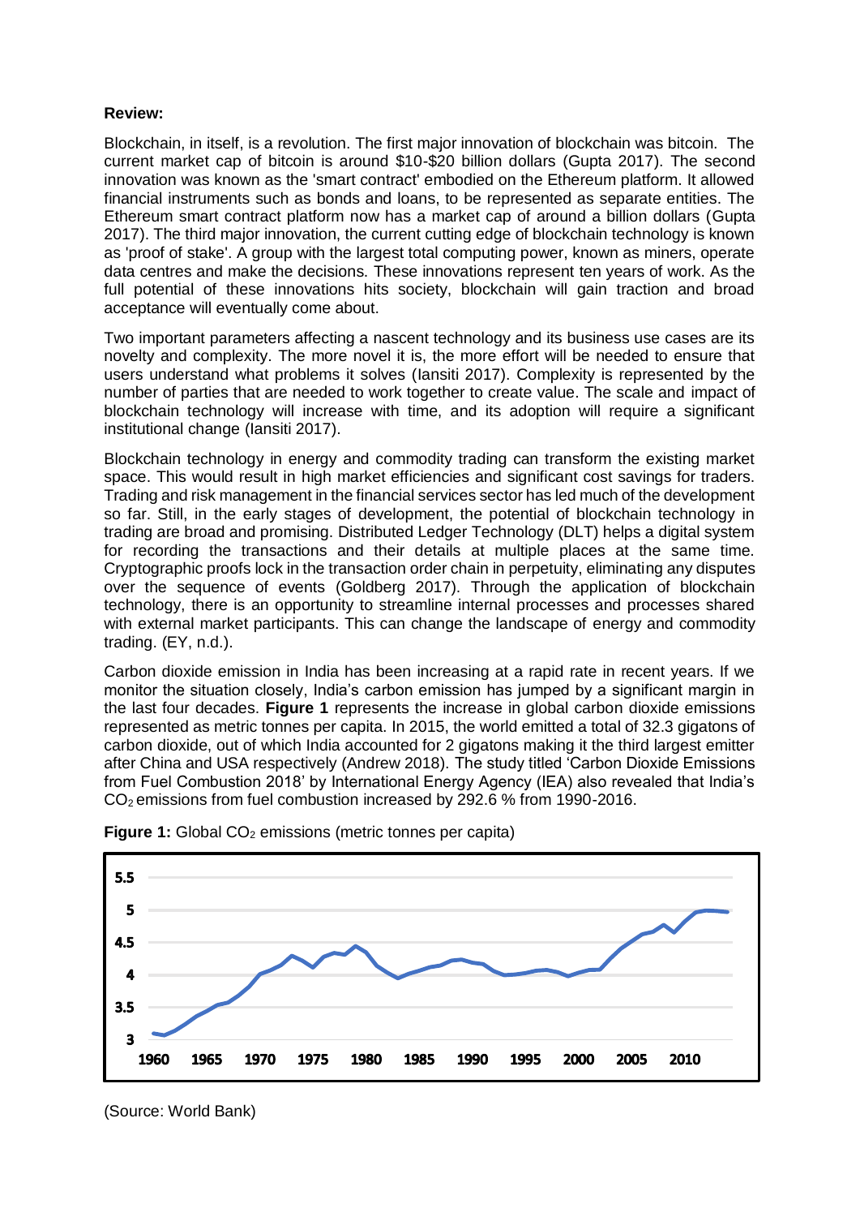**Review:**

Blockchain, in itself, is a revolution. The first major innovation of blockchain was bitcoin. The current market cap of bitcoin is around $10-$20 billion dollars (Gupta 2017). The second innovation was known as the 'smart contract' embodied on the Ethereum platform. It allowed financial instruments such as bonds and loans, to be represented as separate entities. The Ethereum smart contract platform now has a market cap of around a billion dollars (Gupta 2017). The third major innovation, the current cutting edge of blockchain technology is known as 'proof of stake'. A group with the largest total computing power, known as miners, operate data centres and make the decisions. These innovations represent ten years of work. As the full potential of these innovations hits society, blockchain will gain traction and broad acceptance will eventually come about.

Two important parameters affecting a nascent technology and its business use cases are its novelty and complexity. The more novel it is, the more effort will be needed to ensure that users understand what problems it solves (Iansiti 2017). Complexity is represented by the number of parties that are needed to work together to create value. The scale and impact of blockchain technology will increase with time, and its adoption will require a significant institutional change (Iansiti 2017).

Blockchain technology in energy and commodity trading can transform the existing market space. This would result in high market efficiencies and significant cost savings for traders. Trading and risk management in the financial services sector has led much of the development so far. Still, in the early stages of development, the potential of blockchain technology in trading are broad and promising. Distributed Ledger Technology (DLT) helps a digital system for recording the transactions and their details at multiple places at the same time. Cryptographic proofs lock in the transaction order chain in perpetuity, eliminating any disputes over the sequence of events (Goldberg 2017). Through the application of blockchain technology, there is an opportunity to streamline internal processes and processes shared with external market participants. This can change the landscape of energy and commodity trading. (EY, n.d.).

Carbon dioxide emission in India has been increasing at a rapid rate in recent years. If we monitor the situation closely, India's carbon emission has jumped by a significant margin in the last four decades. **Figure 1** represents the increase in global carbon dioxide emissions represented as metric tonnes per capita. In 2015, the world emitted a total of 32.3 gigatons of carbon dioxide, out of which India accounted for 2 gigatons making it the third largest emitter after China and USA respectively (Andrew 2018). The study titled 'Carbon Dioxide Emissions from Fuel Combustion 2018' by International Energy Agency (IEA) also revealed that India's $CO_2$ emissions from fuel combustion increased by 292.6 % from 1990-2016.

**Figure 1:** Global $CO_2$ emissions (metric tonnes per capita)

(Source: World Bank)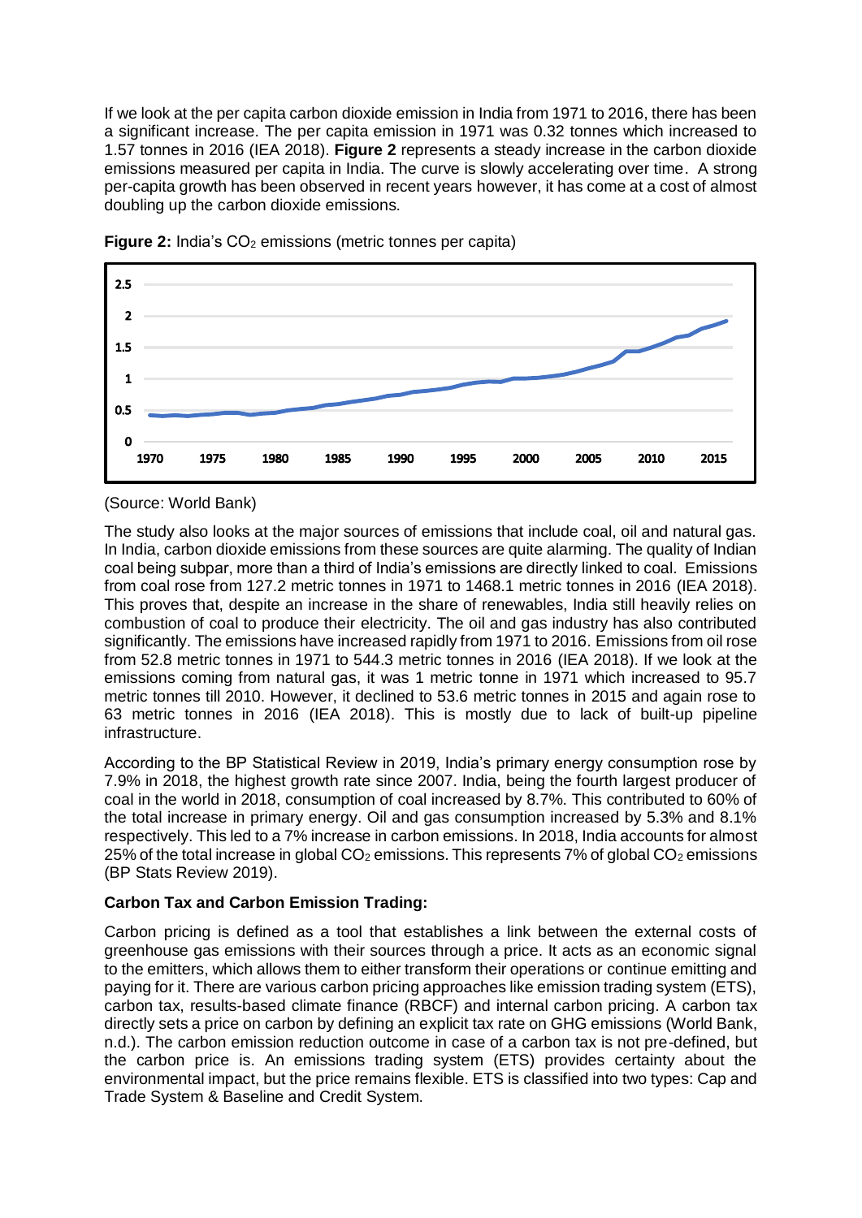If we look at the per capita carbon dioxide emission in India from 1971 to 2016, there has been a significant increase. The per capita emission in 1971 was 0.32 tonnes which increased to 1.57 tonnes in 2016 (IEA 2018). **Figure 2** represents a steady increase in the carbon dioxide emissions measured per capita in India. The curve is slowly accelerating over time. A strong per-capita growth has been observed in recent years however, it has come at a cost of almost doubling up the carbon dioxide emissions.

**Figure 2:** India's $CO_2$ emissions (metric tonnes per capita)

(Source: World Bank)

The study also looks at the major sources of emissions that include coal, oil and natural gas. In India, carbon dioxide emissions from these sources are quite alarming. The quality of Indian coal being subpar, more than a third of India's emissions are directly linked to coal. Emissions from coal rose from 127.2 metric tonnes in 1971 to 1468.1 metric tonnes in 2016 (IEA 2018). This proves that, despite an increase in the share of renewables, India still heavily relies on combustion of coal to produce their electricity. The oil and gas industry has also contributed significantly. The emissions have increased rapidly from 1971 to 2016. Emissions from oil rose from 52.8 metric tonnes in 1971 to 544.3 metric tonnes in 2016 (IEA 2018). If we look at the emissions coming from natural gas, it was 1 metric tonne in 1971 which increased to 95.7 metric tonnes till 2010. However, it declined to 53.6 metric tonnes in 2015 and again rose to 63 metric tonnes in 2016 (IEA 2018). This is mostly due to lack of built-up pipeline infrastructure.

According to the BP Statistical Review in 2019, India's primary energy consumption rose by 7.9% in 2018, the highest growth rate since 2007. India, being the fourth largest producer of coal in the world in 2018, consumption of coal increased by 8.7%. This contributed to 60% of the total increase in primary energy. Oil and gas consumption increased by 5.3% and 8.1% respectively. This led to a 7% increase in carbon emissions. In 2018, India accounts for almost 25% of the total increase in global $CO_2$ emissions. This represents 7% of global $CO_2$ emissions (BP Stats Review 2019).

**Carbon Tax and Carbon Emission Trading:**

Carbon pricing is defined as a tool that establishes a link between the external costs of greenhouse gas emissions with their sources through a price. It acts as an economic signal to the emitters, which allows them to either transform their operations or continue emitting and paying for it. There are various carbon pricing approaches like emission trading system (ETS), carbon tax, results-based climate finance (RBCF) and internal carbon pricing. A carbon tax directly sets a price on carbon by defining an explicit tax rate on GHG emissions (World Bank, n.d.). The carbon emission reduction outcome in case of a carbon tax is not pre-defined, but the carbon price is. An emissions trading system (ETS) provides certainty about the environmental impact, but the price remains flexible. ETS is classified into two types: Cap and Trade System & Baseline and Credit System.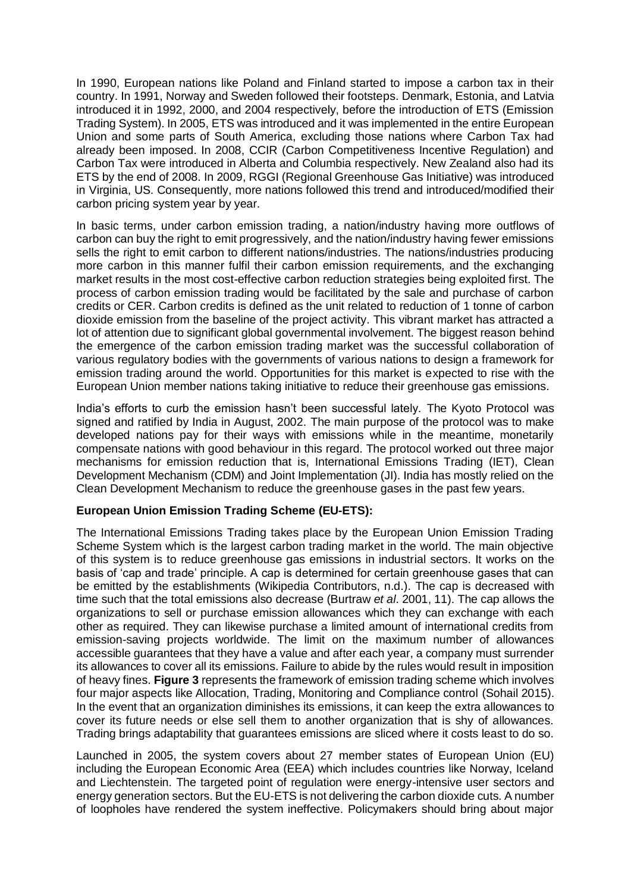In 1990, European nations like Poland and Finland started to impose a carbon tax in their country. In 1991, Norway and Sweden followed their footsteps. Denmark, Estonia, and Latvia introduced it in 1992, 2000, and 2004 respectively, before the introduction of ETS (Emission Trading System). In 2005, ETS was introduced and it was implemented in the entire European Union and some parts of South America, excluding those nations where Carbon Tax had already been imposed. In 2008, CCIR (Carbon Competitiveness Incentive Regulation) and Carbon Tax were introduced in Alberta and Columbia respectively. New Zealand also had its ETS by the end of 2008. In 2009, RGGI (Regional Greenhouse Gas Initiative) was introduced in Virginia, US. Consequently, more nations followed this trend and introduced/modified their carbon pricing system year by year.

In basic terms, under carbon emission trading, a nation/industry having more outflows of carbon can buy the right to emit progressively, and the nation/industry having fewer emissions sells the right to emit carbon to different nations/industries. The nations/industries producing more carbon in this manner fulfil their carbon emission requirements, and the exchanging market results in the most cost-effective carbon reduction strategies being exploited first. The process of carbon emission trading would be facilitated by the sale and purchase of carbon credits or CER. Carbon credits is defined as the unit related to reduction of 1 tonne of carbon dioxide emission from the baseline of the project activity. This vibrant market has attracted a lot of attention due to significant global governmental involvement. The biggest reason behind the emergence of the carbon emission trading market was the successful collaboration of various regulatory bodies with the governments of various nations to design a framework for emission trading around the world. Opportunities for this market is expected to rise with the European Union member nations taking initiative to reduce their greenhouse gas emissions.

India's efforts to curb the emission hasn't been successful lately. The Kyoto Protocol was signed and ratified by India in August, 2002. The main purpose of the protocol was to make developed nations pay for their ways with emissions while in the meantime, monetarily compensate nations with good behaviour in this regard. The protocol worked out three major mechanisms for emission reduction that is, International Emissions Trading (IET), Clean Development Mechanism (CDM) and Joint Implementation (JI). India has mostly relied on the Clean Development Mechanism to reduce the greenhouse gases in the past few years.

**European Union Emission Trading Scheme (EU-ETS):**

The International Emissions Trading takes place by the European Union Emission Trading Scheme System which is the largest carbon trading market in the world. The main objective of this system is to reduce greenhouse gas emissions in industrial sectors. It works on the basis of 'cap and trade' principle. A cap is determined for certain greenhouse gases that can be emitted by the establishments (Wikipedia Contributors, n.d.). The cap is decreased with time such that the total emissions also decrease (Burtraw *et al*. 2001, 11). The cap allows the organizations to sell or purchase emission allowances which they can exchange with each other as required. They can likewise purchase a limited amount of international credits from emission-saving projects worldwide. The limit on the maximum number of allowances accessible guarantees that they have a value and after each year, a company must surrender its allowances to cover all its emissions. Failure to abide by the rules would result in imposition of heavy fines. **Figure 3** represents the framework of emission trading scheme which involves four major aspects like Allocation, Trading, Monitoring and Compliance control (Sohail 2015). In the event that an organization diminishes its emissions, it can keep the extra allowances to cover its future needs or else sell them to another organization that is shy of allowances. Trading brings adaptability that guarantees emissions are sliced where it costs least to do so.

Launched in 2005, the system covers about 27 member states of European Union (EU) including the European Economic Area (EEA) which includes countries like Norway, Iceland and Liechtenstein. The targeted point of regulation were energy-intensive user sectors and energy generation sectors. But the EU-ETS is not delivering the carbon dioxide cuts. A number of loopholes have rendered the system ineffective. Policymakers should bring about major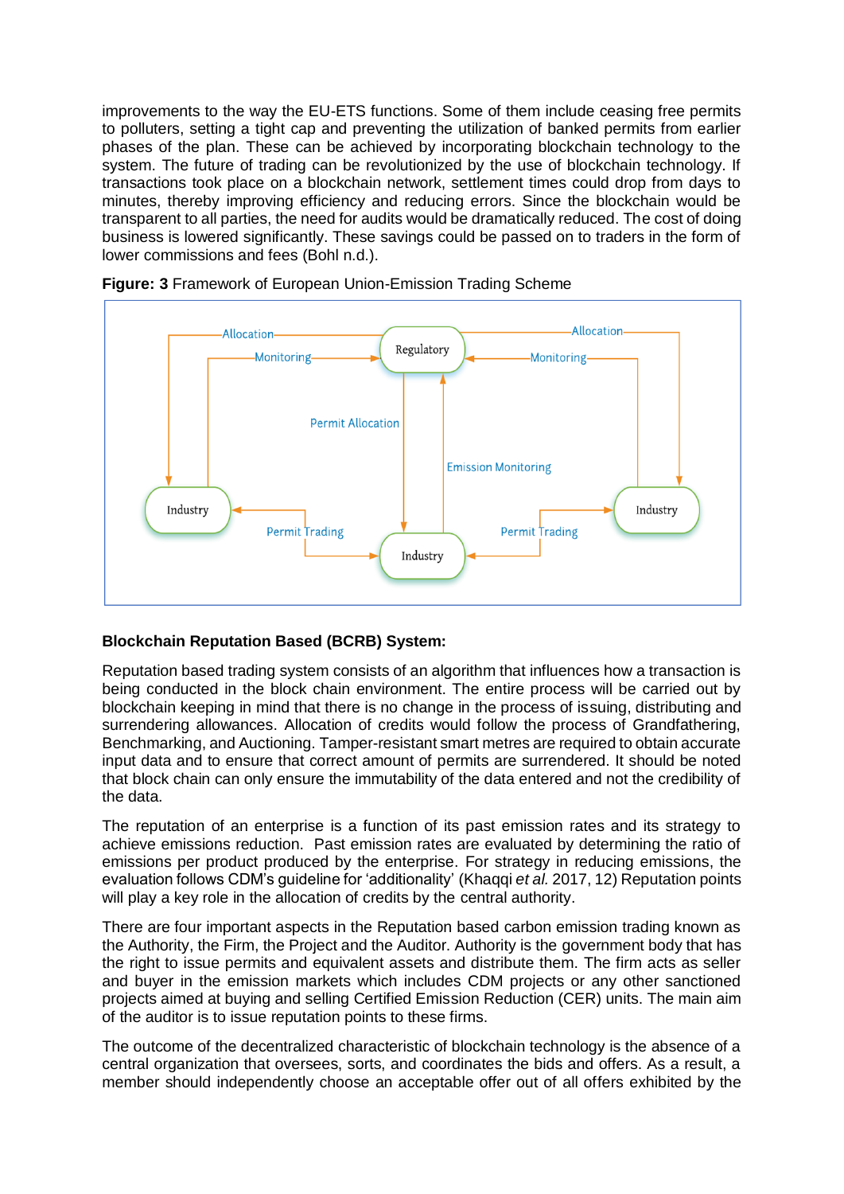improvements to the way the EU-ETS functions. Some of them include ceasing free permits to polluters, setting a tight cap and preventing the utilization of banked permits from earlier phases of the plan. These can be achieved by incorporating blockchain technology to the system. The future of trading can be revolutionized by the use of blockchain technology. If transactions took place on a blockchain network, settlement times could drop from days to minutes, thereby improving efficiency and reducing errors. Since the blockchain would be transparent to all parties, the need for audits would be dramatically reduced. The cost of doing business is lowered significantly. These savings could be passed on to traders in the form of lower commissions and fees (Bohl n.d.).

**Figure: 3** Framework of European Union-Emission Trading Scheme

**Blockchain Reputation Based (BCRB) System:**

Reputation based trading system consists of an algorithm that influences how a transaction is being conducted in the block chain environment. The entire process will be carried out by blockchain keeping in mind that there is no change in the process of issuing, distributing and surrendering allowances. Allocation of credits would follow the process of Grandfathering, Benchmarking, and Auctioning. Tamper-resistant smart metres are required to obtain accurate input data and to ensure that correct amount of permits are surrendered. It should be noted that block chain can only ensure the immutability of the data entered and not the credibility of the data.

The reputation of an enterprise is a function of its past emission rates and its strategy to achieve emissions reduction. Past emission rates are evaluated by determining the ratio of emissions per product produced by the enterprise. For strategy in reducing emissions, the evaluation follows CDM's guideline for 'additionality' (Khaqqi *et al.* 2017, 12) Reputation points will play a key role in the allocation of credits by the central authority.

There are four important aspects in the Reputation based carbon emission trading known as the Authority, the Firm, the Project and the Auditor. Authority is the government body that has the right to issue permits and equivalent assets and distribute them. The firm acts as seller and buyer in the emission markets which includes CDM projects or any other sanctioned projects aimed at buying and selling Certified Emission Reduction (CER) units. The main aim of the auditor is to issue reputation points to these firms.

The outcome of the decentralized characteristic of blockchain technology is the absence of a central organization that oversees, sorts, and coordinates the bids and offers. As a result, a member should independently choose an acceptable offer out of all offers exhibited by the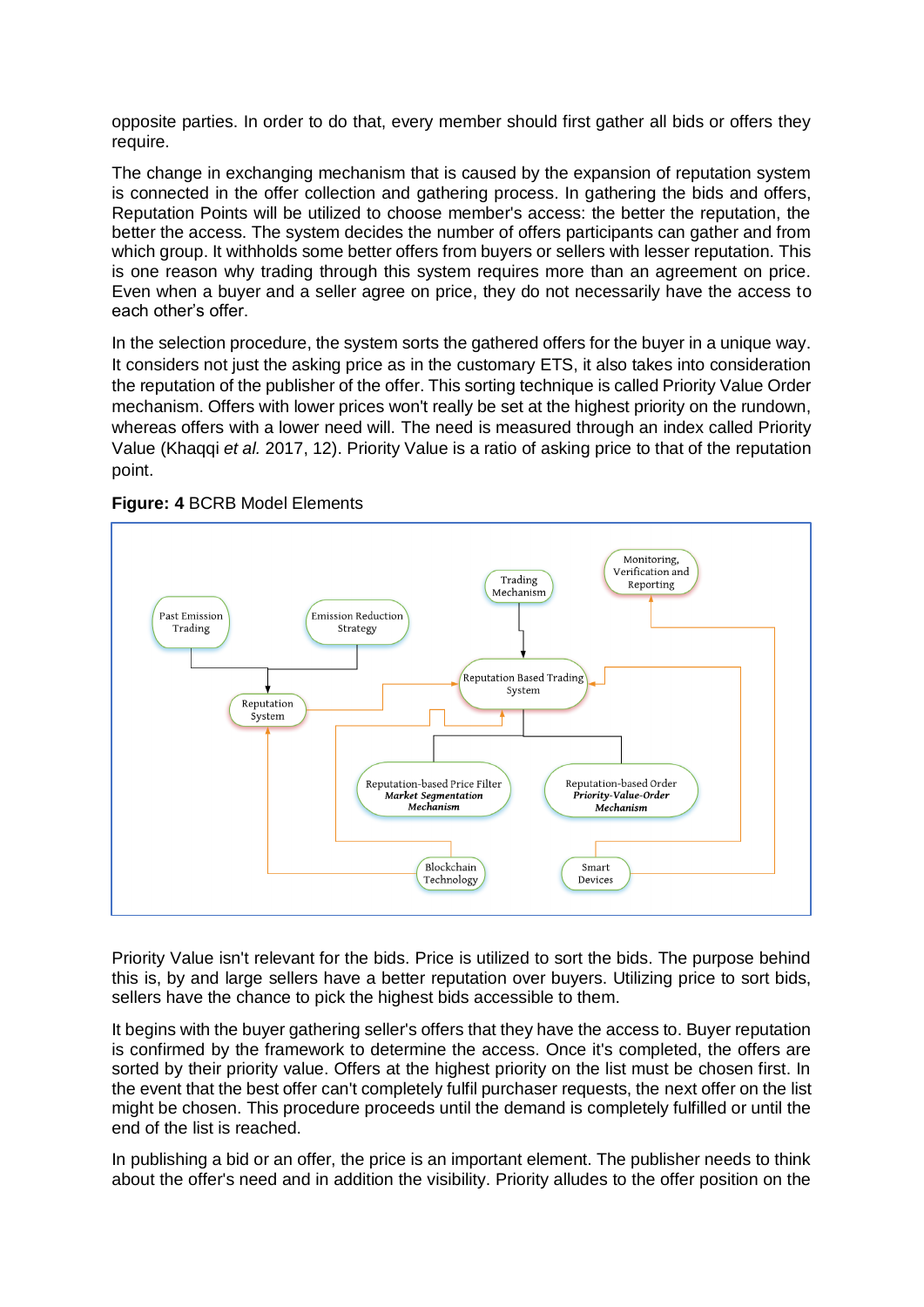opposite parties. In order to do that, every member should first gather all bids or offers they require.

The change in exchanging mechanism that is caused by the expansion of reputation system is connected in the offer collection and gathering process. In gathering the bids and offers, Reputation Points will be utilized to choose member's access: the better the reputation, the better the access. The system decides the number of offers participants can gather and from which group. It withholds some better offers from buyers or sellers with lesser reputation. This is one reason why trading through this system requires more than an agreement on price. Even when a buyer and a seller agree on price, they do not necessarily have the access to each other's offer.

In the selection procedure, the system sorts the gathered offers for the buyer in a unique way. It considers not just the asking price as in the customary ETS, it also takes into consideration the reputation of the publisher of the offer. This sorting technique is called Priority Value Order mechanism. Offers with lower prices won't really be set at the highest priority on the rundown, whereas offers with a lower need will. The need is measured through an index called Priority Value (Khaqqi *et al.* 2017, 12). Priority Value is a ratio of asking price to that of the reputation point.

**Figure: 4** BCRB Model Elements

Priority Value isn't relevant for the bids. Price is utilized to sort the bids. The purpose behind this is, by and large sellers have a better reputation over buyers. Utilizing price to sort bids, sellers have the chance to pick the highest bids accessible to them.

It begins with the buyer gathering seller's offers that they have the access to. Buyer reputation is confirmed by the framework to determine the access. Once it's completed, the offers are sorted by their priority value. Offers at the highest priority on the list must be chosen first. In the event that the best offer can't completely fulfil purchaser requests, the next offer on the list might be chosen. This procedure proceeds until the demand is completely fulfilled or until the end of the list is reached.

In publishing a bid or an offer, the price is an important element. The publisher needs to think about the offer's need and in addition the visibility. Priority alludes to the offer position on the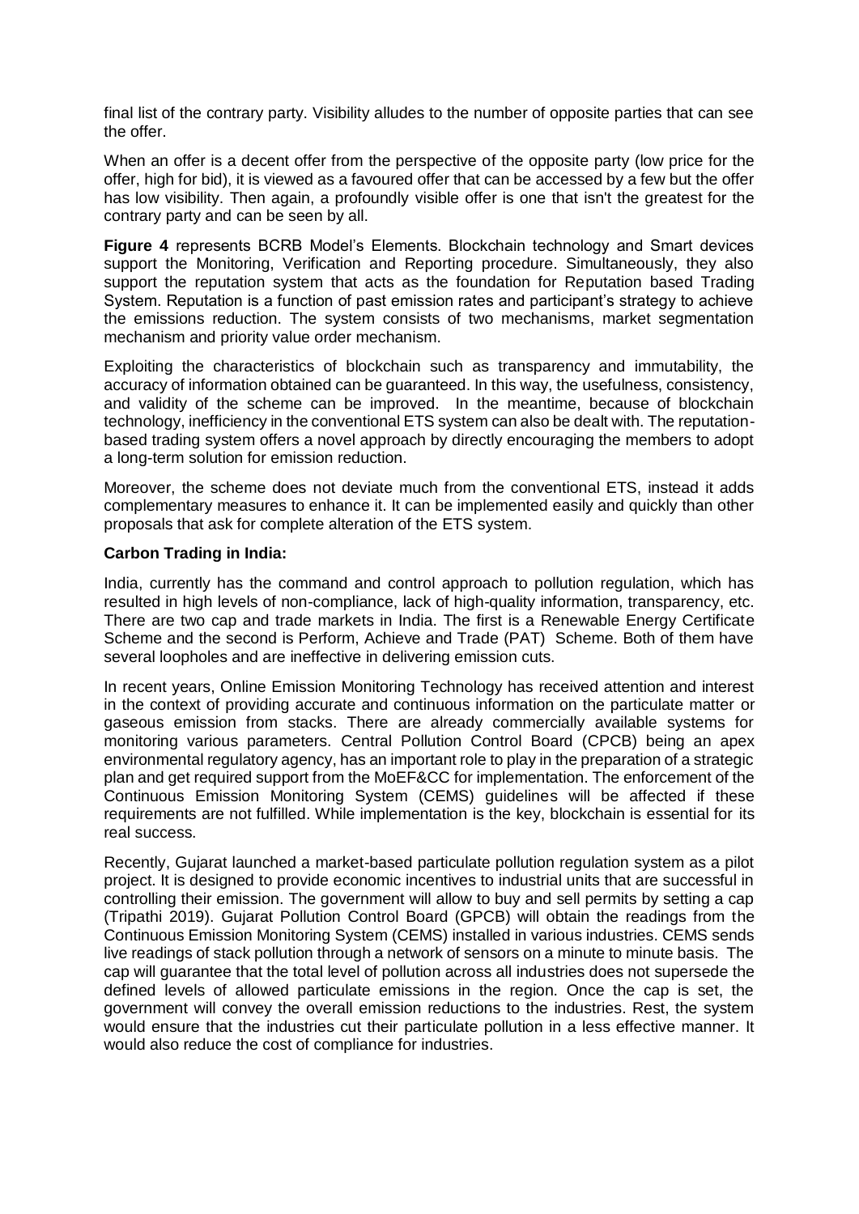final list of the contrary party. Visibility alludes to the number of opposite parties that can see the offer.

When an offer is a decent offer from the perspective of the opposite party (low price for the offer, high for bid), it is viewed as a favoured offer that can be accessed by a few but the offer has low visibility. Then again, a profoundly visible offer is one that isn't the greatest for the contrary party and can be seen by all.

**Figure 4** represents BCRB Model's Elements. Blockchain technology and Smart devices support the Monitoring, Verification and Reporting procedure. Simultaneously, they also support the reputation system that acts as the foundation for Reputation based Trading System. Reputation is a function of past emission rates and participant's strategy to achieve the emissions reduction. The system consists of two mechanisms, market segmentation mechanism and priority value order mechanism.

Exploiting the characteristics of blockchain such as transparency and immutability, the accuracy of information obtained can be guaranteed. In this way, the usefulness, consistency, and validity of the scheme can be improved. In the meantime, because of blockchain technology, inefficiency in the conventional ETS system can also be dealt with. The reputation-based trading system offers a novel approach by directly encouraging the members to adopt a long-term solution for emission reduction.

Moreover, the scheme does not deviate much from the conventional ETS, instead it adds complementary measures to enhance it. It can be implemented easily and quickly than other proposals that ask for complete alteration of the ETS system.

**Carbon Trading in India:**

India, currently has the command and control approach to pollution regulation, which has resulted in high levels of non-compliance, lack of high-quality information, transparency, etc. There are two cap and trade markets in India. The first is a Renewable Energy Certificate Scheme and the second is Perform, Achieve and Trade (PAT) Scheme. Both of them have several loopholes and are ineffective in delivering emission cuts.

In recent years, Online Emission Monitoring Technology has received attention and interest in the context of providing accurate and continuous information on the particulate matter or gaseous emission from stacks. There are already commercially available systems for monitoring various parameters. Central Pollution Control Board (CPCB) being an apex environmental regulatory agency, has an important role to play in the preparation of a strategic plan and get required support from the MoEF&CC for implementation. The enforcement of the Continuous Emission Monitoring System (CEMS) guidelines will be affected if these requirements are not fulfilled. While implementation is the key, blockchain is essential for its real success.

Recently, Gujarat launched a market-based particulate pollution regulation system as a pilot project. It is designed to provide economic incentives to industrial units that are successful in controlling their emission. The government will allow to buy and sell permits by setting a cap (Tripathi 2019). Gujarat Pollution Control Board (GPCB) will obtain the readings from the Continuous Emission Monitoring System (CEMS) installed in various industries. CEMS sends live readings of stack pollution through a network of sensors on a minute to minute basis. The cap will guarantee that the total level of pollution across all industries does not supersede the defined levels of allowed particulate emissions in the region. Once the cap is set, the government will convey the overall emission reductions to the industries. Rest, the system would ensure that the industries cut their particulate pollution in a less effective manner. It would also reduce the cost of compliance for industries.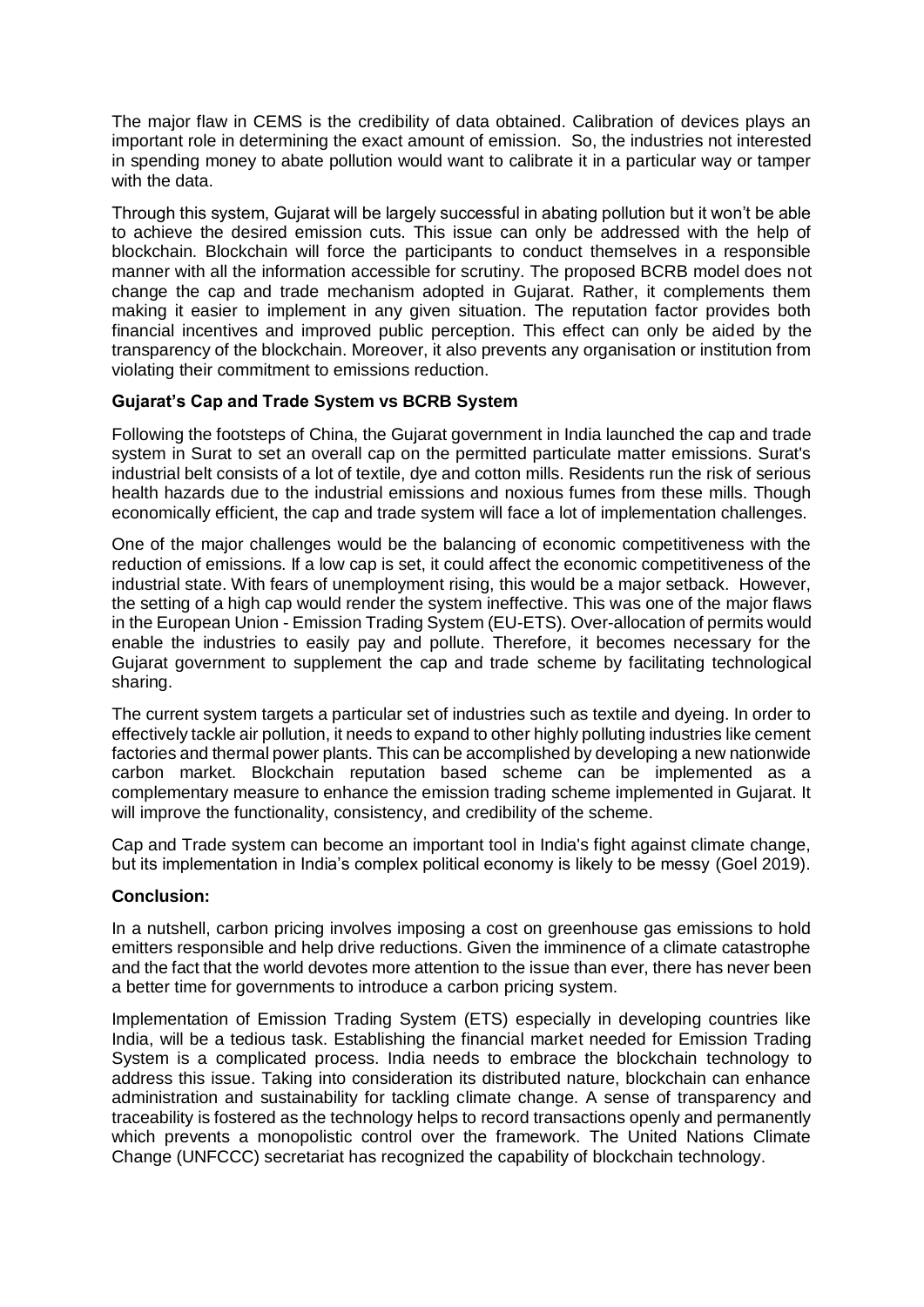The major flaw in CEMS is the credibility of data obtained. Calibration of devices plays an important role in determining the exact amount of emission. So, the industries not interested in spending money to abate pollution would want to calibrate it in a particular way or tamper with the data.

Through this system, Gujarat will be largely successful in abating pollution but it won't be able to achieve the desired emission cuts. This issue can only be addressed with the help of blockchain. Blockchain will force the participants to conduct themselves in a responsible manner with all the information accessible for scrutiny. The proposed BCRB model does not change the cap and trade mechanism adopted in Gujarat. Rather, it complements them making it easier to implement in any given situation. The reputation factor provides both financial incentives and improved public perception. This effect can only be aided by the transparency of the blockchain. Moreover, it also prevents any organisation or institution from violating their commitment to emissions reduction.

**Gujarat's Cap and Trade System vs BCRB System**

Following the footsteps of China, the Gujarat government in India launched the cap and trade system in Surat to set an overall cap on the permitted particulate matter emissions. Surat's industrial belt consists of a lot of textile, dye and cotton mills. Residents run the risk of serious health hazards due to the industrial emissions and noxious fumes from these mills. Though economically efficient, the cap and trade system will face a lot of implementation challenges.

One of the major challenges would be the balancing of economic competitiveness with the reduction of emissions. If a low cap is set, it could affect the economic competitiveness of the industrial state. With fears of unemployment rising, this would be a major setback. However, the setting of a high cap would render the system ineffective. This was one of the major flaws in the European Union - Emission Trading System (EU-ETS). Over-allocation of permits would enable the industries to easily pay and pollute. Therefore, it becomes necessary for the Gujarat government to supplement the cap and trade scheme by facilitating technological sharing.

The current system targets a particular set of industries such as textile and dyeing. In order to effectively tackle air pollution, it needs to expand to other highly polluting industries like cement factories and thermal power plants. This can be accomplished by developing a new nationwide carbon market. Blockchain reputation based scheme can be implemented as a complementary measure to enhance the emission trading scheme implemented in Gujarat. It will improve the functionality, consistency, and credibility of the scheme.

Cap and Trade system can become an important tool in India's fight against climate change, but its implementation in India's complex political economy is likely to be messy (Goel 2019).

**Conclusion:**

In a nutshell, carbon pricing involves imposing a cost on greenhouse gas emissions to hold emitters responsible and help drive reductions. Given the imminence of a climate catastrophe and the fact that the world devotes more attention to the issue than ever, there has never been a better time for governments to introduce a carbon pricing system.

Implementation of Emission Trading System (ETS) especially in developing countries like India, will be a tedious task. Establishing the financial market needed for Emission Trading System is a complicated process. India needs to embrace the blockchain technology to address this issue. Taking into consideration its distributed nature, blockchain can enhance administration and sustainability for tackling climate change. A sense of transparency and traceability is fostered as the technology helps to record transactions openly and permanently which prevents a monopolistic control over the framework. The United Nations Climate Change (UNFCCC) secretariat has recognized the capability of blockchain technology.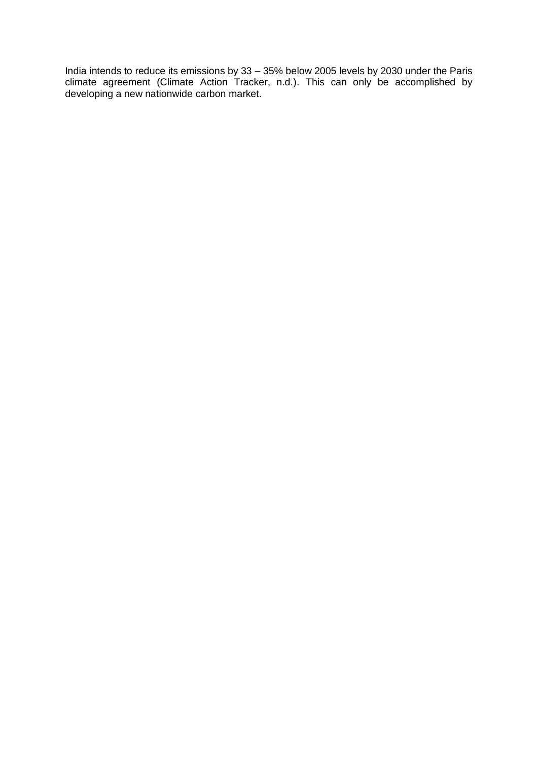India intends to reduce its emissions by 33 – 35% below 2005 levels by 2030 under the Paris climate agreement (Climate Action Tracker, n.d.). This can only be accomplished by developing a new nationwide carbon market.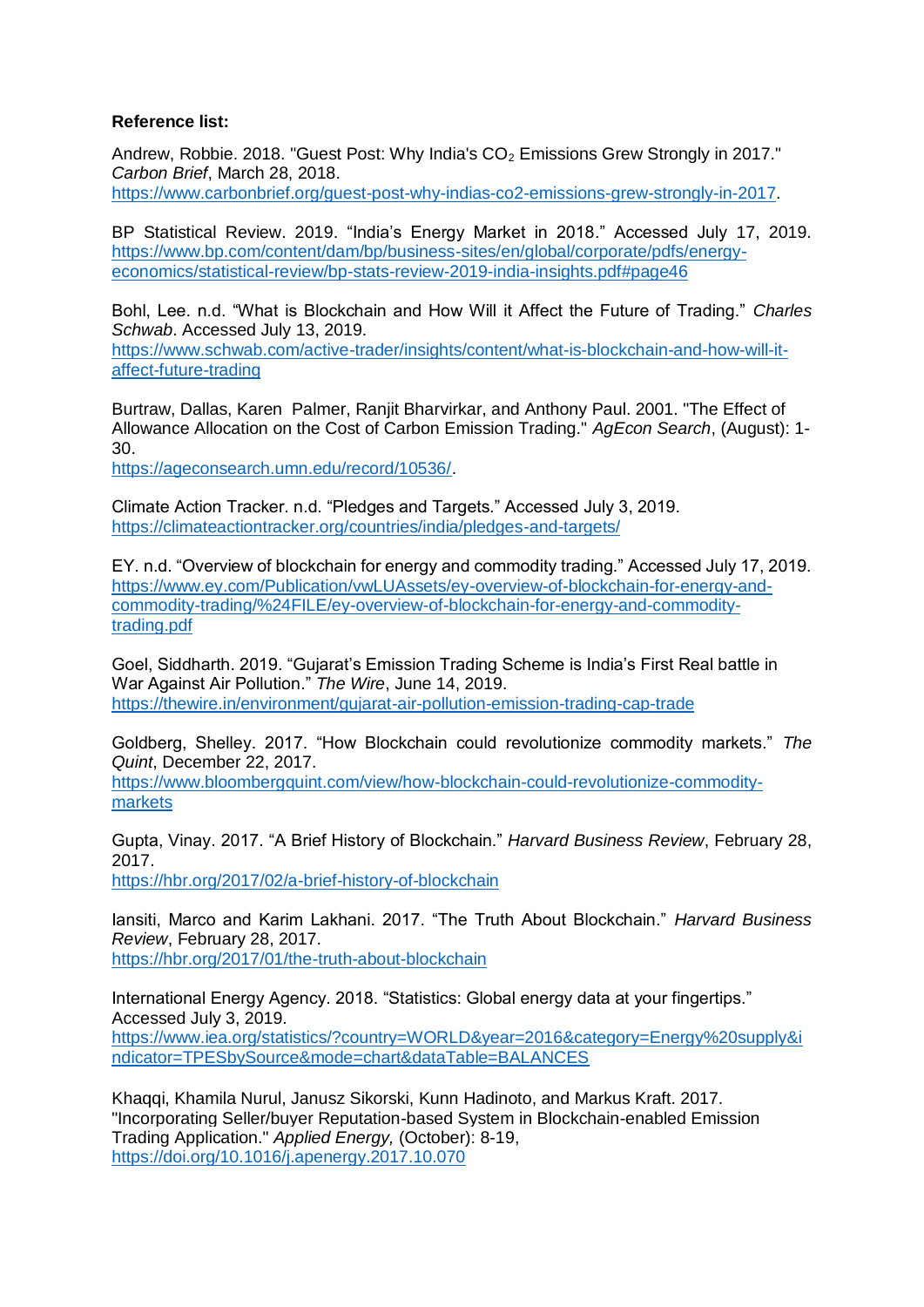**Reference list:**

Andrew, Robbie. 2018. "Guest Post: Why India's $CO_2$ Emissions Grew Strongly in 2017." *Carbon Brief*, March 28, 2018. https://www.carbonbrief.org/guest-post-why-indias-co2-emissions-grew-strongly-in-2017.

BP Statistical Review. 2019. "India's Energy Market in 2018." Accessed July 17, 2019. https://www.bp.com/content/dam/bp/business-sites/en/global/corporate/pdfs/energy-economics/statistical-review/bp-stats-review-2019-india-insights.pdf#page46

Bohl, Lee. n.d. "What is Blockchain and How Will it Affect the Future of Trading." *Charles Schwab*. Accessed July 13, 2019. https://www.schwab.com/active-trader/insights/content/what-is-blockchain-and-how-will-it-affect-future-trading

Burtraw, Dallas, Karen Palmer, Ranjit Bharvirkar, and Anthony Paul. 2001. "The Effect of Allowance Allocation on the Cost of Carbon Emission Trading." *AgEcon Search*, (August): 1-30. https://ageconsearch.umn.edu/record/10536/.

Climate Action Tracker. n.d. "Pledges and Targets." Accessed July 3, 2019. https://climateactiontracker.org/countries/india/pledges-and-targets/

EY. n.d. "Overview of blockchain for energy and commodity trading." Accessed July 17, 2019. https://www.ey.com/Publication/vwLUAssets/ey-overview-of-blockchain-for-energy-and-commodity-trading/%24FILE/ey-overview-of-blockchain-for-energy-and-commodity-trading.pdf

Goel, Siddharth. 2019. "Gujarat's Emission Trading Scheme is India's First Real battle in War Against Air Pollution." *The Wire*, June 14, 2019. https://thewire.in/environment/gujarat-air-pollution-emission-trading-cap-trade

Goldberg, Shelley. 2017. "How Blockchain could revolutionize commodity markets." *The Quint*, December 22, 2017. https://www.bloombergquint.com/view/how-blockchain-could-revolutionize-commodity-markets

Gupta, Vinay. 2017. "A Brief History of Blockchain." *Harvard Business Review*, February 28, 2017. https://hbr.org/2017/02/a-brief-history-of-blockchain

Iansiti, Marco and Karim Lakhani. 2017. "The Truth About Blockchain." *Harvard Business Review*, February 28, 2017. https://hbr.org/2017/01/the-truth-about-blockchain

International Energy Agency. 2018. "Statistics: Global energy data at your fingertips." Accessed July 3, 2019. https://www.iea.org/statistics/?country=WORLD&year=2016&category=Energy%20supply&indicator=TPESbySource&mode=chart&dataTable=BALANCES

Khaqqi, Khamila Nurul, Janusz Sikorski, Kunn Hadinoto, and Markus Kraft. 2017. "Incorporating Seller/buyer Reputation-based System in Blockchain-enabled Emission Trading Application." *Applied Energy,* (October): 8-19, https://doi.org/10.1016/j.apenergy.2017.10.070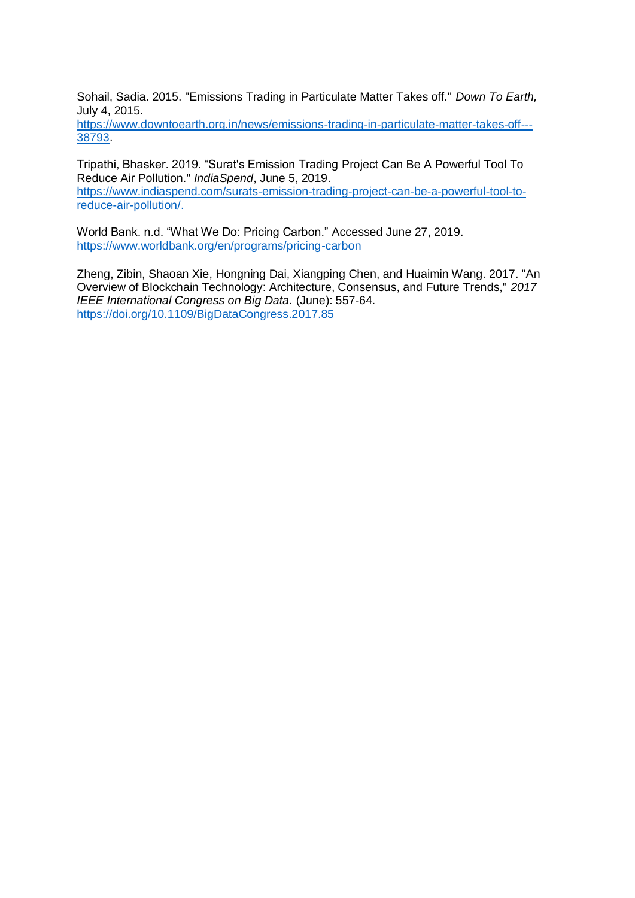Sohail, Sadia. 2015. "Emissions Trading in Particulate Matter Takes off." *Down To Earth,* July 4, 2015. https://www.downtoearth.org.in/news/emissions-trading-in-particulate-matter-takes-off---38793.

Tripathi, Bhasker. 2019. "Surat's Emission Trading Project Can Be A Powerful Tool To Reduce Air Pollution." *IndiaSpend*, June 5, 2019. https://www.indiaspend.com/surats-emission-trading-project-can-be-a-powerful-tool-to-reduce-air-pollution/.

World Bank. n.d. "What We Do: Pricing Carbon." Accessed June 27, 2019. https://www.worldbank.org/en/programs/pricing-carbon

Zheng, Zibin, Shaoan Xie, Hongning Dai, Xiangping Chen, and Huaimin Wang. 2017. "An Overview of Blockchain Technology: Architecture, Consensus, and Future Trends," *2017 IEEE International Congress on Big Data.* (June): 557-64. https://doi.org/10.1109/BigDataCongress.2017.85